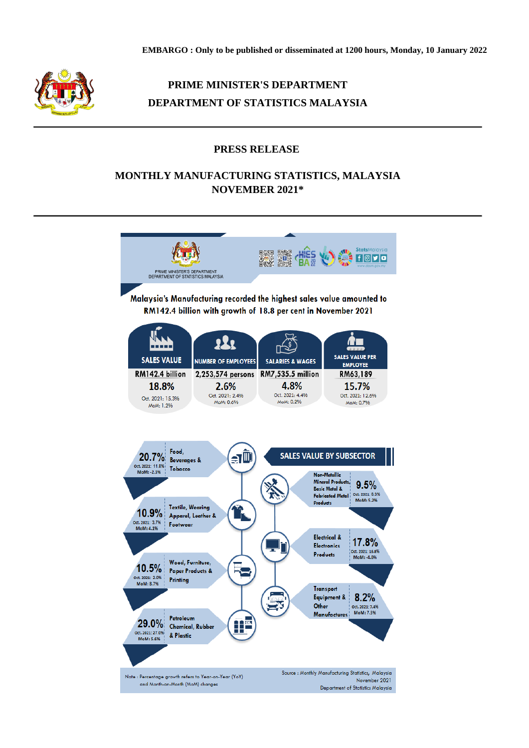EMBARGO : Only to be published or disseminated at 1200 hours, Monday, 10 January 2022

**PRIME MINISTER'S DEPARTMENT**

**DEPARTMENT OF STATISTICS MALAYSIA**

# PRESS RELEASE

# MONTHLY MANUFACTURING STATISTICS, MALAYSIA NOVEMBER 2021*

PRIME MINISTER'S DEPARTMENT
DEPARTMENT OF STATISTICS MALAYSIA

**Malaysia's Manufacturing recorded the highest sales value amounted to RM142.4 billion with growth of 18.8 per cent in November 2021**

| SALES VALUE | NUMBER OF EMPLOYEES | SALARIES & WAGES | SALES VALUE PER EMPLOYEE |
|---|---|---|---|
| RM142.4 billion | 2,253,574 persons | RM7,535.5 million | RM63,189 |
| 18.8% | 2.6% | 4.8% | 15.7% |
| Oct. 2021: 15.3% | Oct. 2021: 2.4% | Oct. 2021: 4.4% | Oct. 2021: 12.6% |
| MoM: 1.2% | MoM: 0.6% | MoM: 0.2% | MoM: 0.7% |

**SALES VALUE BY SUBSECTOR**

| Subsector | YoY | Oct. 2021 | MoM |
|---|---|---|---|
| Food, Beverages & Tobacco | 20.7% | 11.8% | -2.3% |
| Textile, Wearing Apparel, Leather & Footwear | 10.9% | 3.7% | 4.1% |
| Wood, Furniture, Paper Products & Printing | 10.5% | 2.0% | 8.7% |
| Petroleum Chemical, Rubber & Plastic | 29.0% | 27.0% | 5.6% |
| Non-Metallic Mineral Products, Basic Metal & Fabricated Metal Products | 9.5% | 8.3% | 5.2% |
| Electrical & Electronics Products | 17.8% | 15.8% | -4.0% |
| Transport Equipment & Other Manufactures | 8.2% | 7.4% | 7.3% |

Note : Percentage growth refers to Year-on-Year (YoY) and Month-on-Month (MoM) changes

Source : Monthly Manufacturing Statistics, Malaysia November 2021 Department of Statistics Malaysia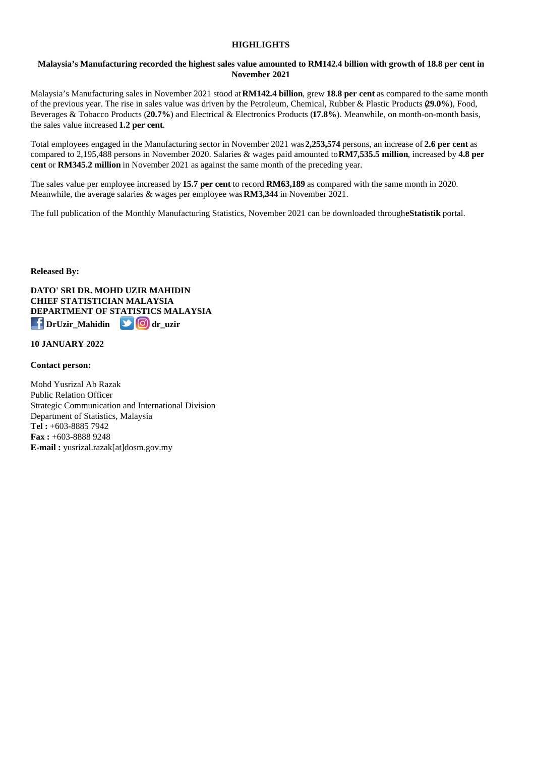**HIGHLIGHTS**

**Malaysia's Manufacturing recorded the highest sales value amounted to RM142.4 billion with growth of 18.8 per cent in November 2021**

Malaysia's Manufacturing sales in November 2021 stood at **RM142.4 billion**, grew **18.8 per cent** as compared to the same month of the previous year. The rise in sales value was driven by the Petroleum, Chemical, Rubber & Plastic Products (**29.0%**), Food, Beverages & Tobacco Products (**20.7%**) and Electrical & Electronics Products (**17.8%**). Meanwhile, on month-on-month basis, the sales value increased **1.2 per cent**.

Total employees engaged in the Manufacturing sector in November 2021 was **2,253,574** persons, an increase of **2.6 per cent** as compared to 2,195,488 persons in November 2020. Salaries & wages paid amounted to **RM7,535.5 million**, increased by **4.8 per cent** or **RM345.2 million** in November 2021 as against the same month of the preceding year.

The sales value per employee increased by **15.7 per cent** to record **RM63,189** as compared with the same month in 2020. Meanwhile, the average salaries & wages per employee was **RM3,344** in November 2021.

The full publication of the Monthly Manufacturing Statistics, November 2021 can be downloaded through **eStatistik** portal.

**Released By:**

**DATO' SRI DR. MOHD UZIR MAHIDIN**
**CHIEF STATISTICIAN MALAYSIA**
**DEPARTMENT OF STATISTICS MALAYSIA**
**DrUzir_Mahidin** **dr_uzir**

**10 JANUARY 2022**

**Contact person:**

Mohd Yusrizal Ab Razak
Public Relation Officer
Strategic Communication and International Division
Department of Statistics, Malaysia
**Tel :** +603-8885 7942
**Fax :** +603-8888 9248
**E-mail :** yusrizal.razak[at]dosm.gov.my